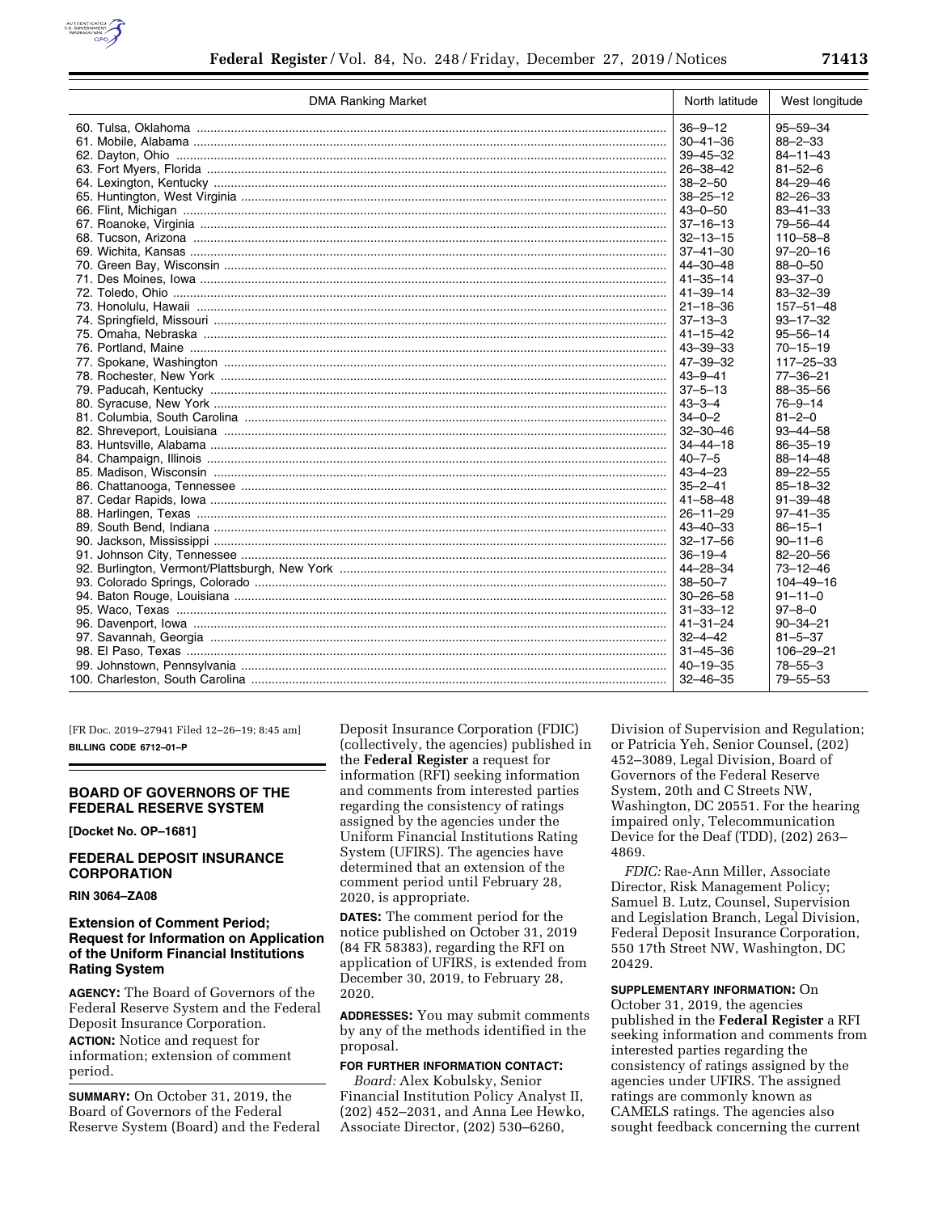| DMA Ranking Market | North latitude | West longitude |
|---|---|---|
| 60. Tulsa, Oklahoma | 36–9–12 | 95–59–34 |
| 61. Mobile, Alabama | 30–41–36 | 88–2–33 |
| 62. Dayton, Ohio | 39–45–32 | 84–11–43 |
| 63. Fort Myers, Florida | 26–38–42 | 81–52–6 |
| 64. Lexington, Kentucky | 38–2–50 | 84–29–46 |
| 65. Huntington, West Virginia | 38–25–12 | 82–26–33 |
| 66. Flint, Michigan | 43–0–50 | 83–41–33 |
| 67. Roanoke, Virginia | 37–16–13 | 79–56–44 |
| 68. Tucson, Arizona | 32–13–15 | 110–58–8 |
| 69. Wichita, Kansas | 37–41–30 | 97–20–16 |
| 70. Green Bay, Wisconsin | 44–30–48 | 88–0–50 |
| 71. Des Moines, Iowa | 41–35–14 | 93–37–0 |
| 72. Toledo, Ohio | 41–39–14 | 83–32–39 |
| 73. Honolulu, Hawaii | 21–18–36 | 157–51–48 |
| 74. Springfield, Missouri | 37–13–3 | 93–17–32 |
| 75. Omaha, Nebraska | 41–15–42 | 95–56–14 |
| 76. Portland, Maine | 43–39–33 | 70–15–19 |
| 77. Spokane, Washington | 47–39–32 | 117–25–33 |
| 78. Rochester, New York | 43–9–41 | 77–36–21 |
| 79. Paducah, Kentucky | 37–5–13 | 88–35–56 |
| 80. Syracuse, New York | 43–3–4 | 76–9–14 |
| 81. Columbia, South Carolina | 34–0–2 | 81–2–0 |
| 82. Shreveport, Louisiana | 32–30–46 | 93–44–58 |
| 83. Huntsville, Alabama | 34–44–18 | 86–35–19 |
| 84. Champaign, Illinois | 40–7–5 | 88–14–48 |
| 85. Madison, Wisconsin | 43–4–23 | 89–22–55 |
| 86. Chattanooga, Tennessee | 35–2–41 | 85–18–32 |
| 87. Cedar Rapids, Iowa | 41–58–48 | 91–39–48 |
| 88. Harlingen, Texas | 26–11–29 | 97–41–35 |
| 89. South Bend, Indiana | 43–40–33 | 86–15–1 |
| 90. Jackson, Mississippi | 32–17–56 | 90–11–6 |
| 91. Johnson City, Tennessee | 36–19–4 | 82–20–56 |
| 92. Burlington, Vermont/Plattsburgh, New York | 44–28–34 | 73–12–46 |
| 93. Colorado Springs, Colorado | 38–50–7 | 104–49–16 |
| 94. Baton Rouge, Louisiana | 30–26–58 | 91–11–0 |
| 95. Waco, Texas | 31–33–12 | 97–8–0 |
| 96. Davenport, Iowa | 41–31–24 | 90–34–21 |
| 97. Savannah, Georgia | 32–4–42 | 81–5–37 |
| 98. El Paso, Texas | 31–45–36 | 106–29–21 |
| 99. Johnstown, Pennsylvania | 40–19–35 | 78–55–3 |
| 100. Charleston, South Carolina | 32–46–35 | 79–55–53 |

[FR Doc. 2019–27941 Filed 12–26–19; 8:45 am]

**BILLING CODE 6712–01–P**

## BOARD OF GOVERNORS OF THE FEDERAL RESERVE SYSTEM

**[Docket No. OP–1681]**

## FEDERAL DEPOSIT INSURANCE CORPORATION

**RIN 3064–ZA08**

### Extension of Comment Period; Request for Information on Application of the Uniform Financial Institutions Rating System

**AGENCY:** The Board of Governors of the Federal Reserve System and the Federal Deposit Insurance Corporation.

**ACTION:** Notice and request for information; extension of comment period.

**SUMMARY:** On October 31, 2019, the Board of Governors of the Federal Reserve System (Board) and the Federal Deposit Insurance Corporation (FDIC) (collectively, the agencies) published in the **Federal Register** a request for information (RFI) seeking information and comments from interested parties regarding the consistency of ratings assigned by the agencies under the Uniform Financial Institutions Rating System (UFIRS). The agencies have determined that an extension of the comment period until February 28, 2020, is appropriate.

**DATES:** The comment period for the notice published on October 31, 2019 (84 FR 58383), regarding the RFI on application of UFIRS, is extended from December 30, 2019, to February 28, 2020.

**ADDRESSES:** You may submit comments by any of the methods identified in the proposal.

**FOR FURTHER INFORMATION CONTACT:**

*Board:* Alex Kobulsky, Senior Financial Institution Policy Analyst II, (202) 452–2031, and Anna Lee Hewko, Associate Director, (202) 530–6260, Division of Supervision and Regulation; or Patricia Yeh, Senior Counsel, (202) 452–3089, Legal Division, Board of Governors of the Federal Reserve System, 20th and C Streets NW, Washington, DC 20551. For the hearing impaired only, Telecommunication Device for the Deaf (TDD), (202) 263–4869.

*FDIC:* Rae-Ann Miller, Associate Director, Risk Management Policy; Samuel B. Lutz, Counsel, Supervision and Legislation Branch, Legal Division, Federal Deposit Insurance Corporation, 550 17th Street NW, Washington, DC 20429.

**SUPPLEMENTARY INFORMATION:** On October 31, 2019, the agencies published in the **Federal Register** a RFI seeking information and comments from interested parties regarding the consistency of ratings assigned by the agencies under UFIRS. The assigned ratings are commonly known as CAMELS ratings. The agencies also sought feedback concerning the current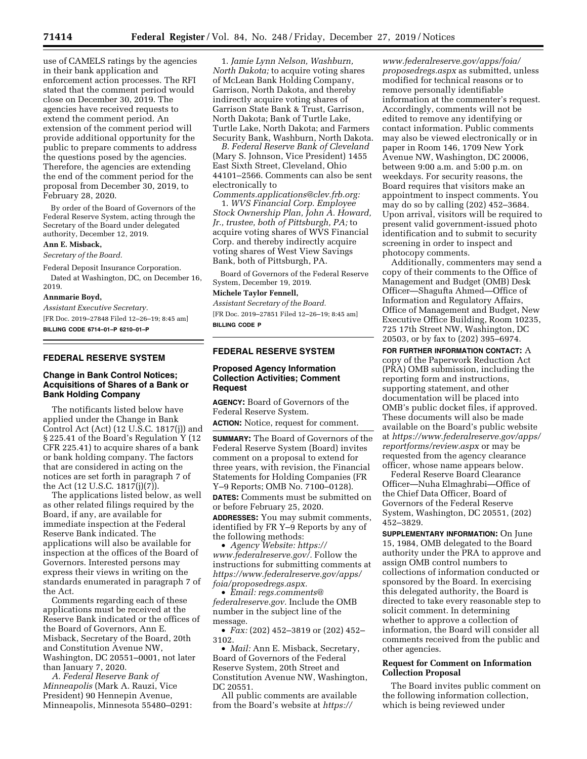use of CAMELS ratings by the agencies in their bank application and enforcement action processes. The RFI stated that the comment period would close on December 30, 2019. The agencies have received requests to extend the comment period. An extension of the comment period will provide additional opportunity for the public to prepare comments to address the questions posed by the agencies. Therefore, the agencies are extending the end of the comment period for the proposal from December 30, 2019, to February 28, 2020.

By order of the Board of Governors of the Federal Reserve System, acting through the Secretary of the Board under delegated authority, December 12, 2019.

**Ann E. Misback,**

*Secretary of the Board.*

Federal Deposit Insurance Corporation.

Dated at Washington, DC, on December 16, 2019.

**Annmarie Boyd,**

*Assistant Executive Secretary.*

[FR Doc. 2019–27848 Filed 12–26–19; 8:45 am]

**BILLING CODE 6714–01–P 6210–01–P**

## FEDERAL RESERVE SYSTEM

### Change in Bank Control Notices; Acquisitions of Shares of a Bank or Bank Holding Company

The notificants listed below have applied under the Change in Bank Control Act (Act) (12 U.S.C. 1817(j)) and § 225.41 of the Board's Regulation Y (12 CFR 225.41) to acquire shares of a bank or bank holding company. The factors that are considered in acting on the notices are set forth in paragraph 7 of the Act (12 U.S.C. 1817(j)(7)).

The applications listed below, as well as other related filings required by the Board, if any, are available for immediate inspection at the Federal Reserve Bank indicated. The applications will also be available for inspection at the offices of the Board of Governors. Interested persons may express their views in writing on the standards enumerated in paragraph 7 of the Act.

Comments regarding each of these applications must be received at the Reserve Bank indicated or the offices of the Board of Governors, Ann E. Misback, Secretary of the Board, 20th and Constitution Avenue NW, Washington, DC 20551–0001, not later than January 7, 2020.

*A. Federal Reserve Bank of Minneapolis* (Mark A. Rauzi, Vice President) 90 Hennepin Avenue, Minneapolis, Minnesota 55480–0291:

1. *Jamie Lynn Nelson, Washburn, North Dakota;* to acquire voting shares of McLean Bank Holding Company, Garrison, North Dakota, and thereby indirectly acquire voting shares of Garrison State Bank & Trust, Garrison, North Dakota; Bank of Turtle Lake, Turtle Lake, North Dakota; and Farmers Security Bank, Washburn, North Dakota.

*B. Federal Reserve Bank of Cleveland* (Mary S. Johnson, Vice President) 1455 East Sixth Street, Cleveland, Ohio 44101–2566. Comments can also be sent electronically to *Comments.applications@clev.frb.org:*

1. *WVS Financial Corp. Employee Stock Ownership Plan, John A. Howard, Jr., trustee, both of Pittsburgh, PA;* to acquire voting shares of WVS Financial Corp. and thereby indirectly acquire voting shares of West View Savings Bank, both of Pittsburgh, PA.

Board of Governors of the Federal Reserve System, December 19, 2019.

**Michele Taylor Fennell,**

*Assistant Secretary of the Board.*

[FR Doc. 2019–27851 Filed 12–26–19; 8:45 am]

**BILLING CODE P**

## FEDERAL RESERVE SYSTEM

### Proposed Agency Information Collection Activities; Comment Request

**AGENCY:** Board of Governors of the Federal Reserve System.

**ACTION:** Notice, request for comment.

**SUMMARY:** The Board of Governors of the Federal Reserve System (Board) invites comment on a proposal to extend for three years, with revision, the Financial Statements for Holding Companies (FR Y–9 Reports; OMB No. 7100–0128).

**DATES:** Comments must be submitted on or before February 25, 2020.

**ADDRESSES:** You may submit comments, identified by FR Y–9 Reports by any of the following methods:

- *Agency Website: https://www.federalreserve.gov/.* Follow the instructions for submitting comments at *https://www.federalreserve.gov/apps/foia/proposedregs.aspx.*
- *Email: regs.comments@federalreserve.gov.* Include the OMB number in the subject line of the message.
- *Fax:* (202) 452–3819 or (202) 452–3102.
- *Mail:* Ann E. Misback, Secretary, Board of Governors of the Federal Reserve System, 20th Street and Constitution Avenue NW, Washington, DC 20551.

All public comments are available from the Board's website at *https://www.federalreserve.gov/apps/foia/proposedregs.aspx* as submitted, unless modified for technical reasons or to remove personally identifiable information at the commenter's request. Accordingly, comments will not be edited to remove any identifying or contact information. Public comments may also be viewed electronically or in paper in Room 146, 1709 New York Avenue NW, Washington, DC 20006, between 9:00 a.m. and 5:00 p.m. on weekdays. For security reasons, the Board requires that visitors make an appointment to inspect comments. You may do so by calling (202) 452–3684. Upon arrival, visitors will be required to present valid government-issued photo identification and to submit to security screening in order to inspect and photocopy comments.

Additionally, commenters may send a copy of their comments to the Office of Management and Budget (OMB) Desk Officer—Shagufta Ahmed—Office of Information and Regulatory Affairs, Office of Management and Budget, New Executive Office Building, Room 10235, 725 17th Street NW, Washington, DC 20503, or by fax to (202) 395–6974.

**FOR FURTHER INFORMATION CONTACT:** A copy of the Paperwork Reduction Act (PRA) OMB submission, including the reporting form and instructions, supporting statement, and other documentation will be placed into OMB's public docket files, if approved. These documents will also be made available on the Board's public website at *https://www.federalreserve.gov/apps/reportforms/review.aspx* or may be requested from the agency clearance officer, whose name appears below.

Federal Reserve Board Clearance Officer—Nuha Elmaghrabi—Office of the Chief Data Officer, Board of Governors of the Federal Reserve System, Washington, DC 20551, (202) 452–3829.

**SUPPLEMENTARY INFORMATION:** On June 15, 1984, OMB delegated to the Board authority under the PRA to approve and assign OMB control numbers to collections of information conducted or sponsored by the Board. In exercising this delegated authority, the Board is directed to take every reasonable step to solicit comment. In determining whether to approve a collection of information, the Board will consider all comments received from the public and other agencies.

### Request for Comment on Information Collection Proposal

The Board invites public comment on the following information collection, which is being reviewed under